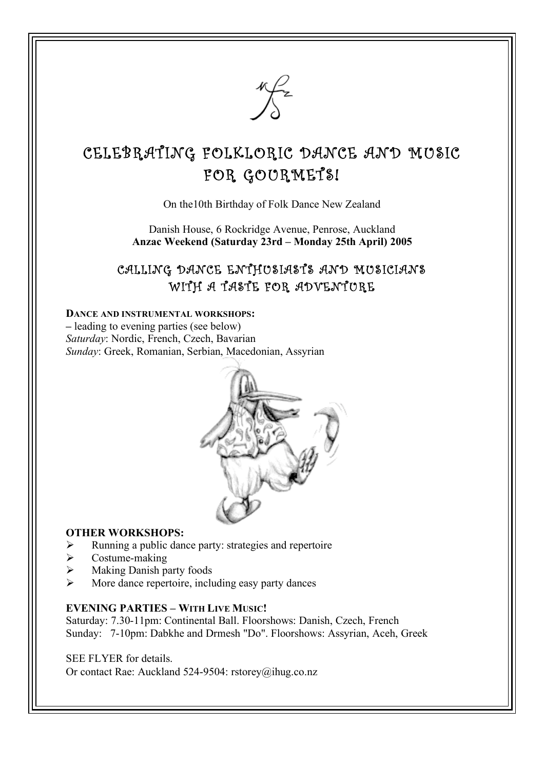# CELEBRATING FOLKLORIC DANCE AND MUSIC FOR GOURMETS!

On the10th Birthday of Folk Dance New Zealand

Danish House, 6 Rockridge Avenue, Penrose, Auckland
**Anzac Weekend (Saturday 23rd – Monday 25th April) 2005**

## CALLING DANCE ENTHUSIASTS AND MUSICIANS WITH A TASTE FOR ADVENTURE

**DANCE AND INSTRUMENTAL WORKSHOPS:**
– leading to evening parties (see below)
*Saturday*: Nordic, French, Czech, Bavarian
*Sunday*: Greek, Romanian, Serbian, Macedonian, Assyrian

**OTHER WORKSHOPS:**

- Running a public dance party: strategies and repertoire
- Costume-making
- Making Danish party foods
- More dance repertoire, including easy party dances

**EVENING PARTIES – WITH LIVE MUSIC!**
Saturday: 7.30-11pm: Continental Ball. Floorshows: Danish, Czech, French
Sunday: 7-10pm: Dabkhe and Drmesh "Do". Floorshows: Assyrian, Aceh, Greek

SEE FLYER for details.
Or contact Rae: Auckland 524-9504: rstorey@ihug.co.nz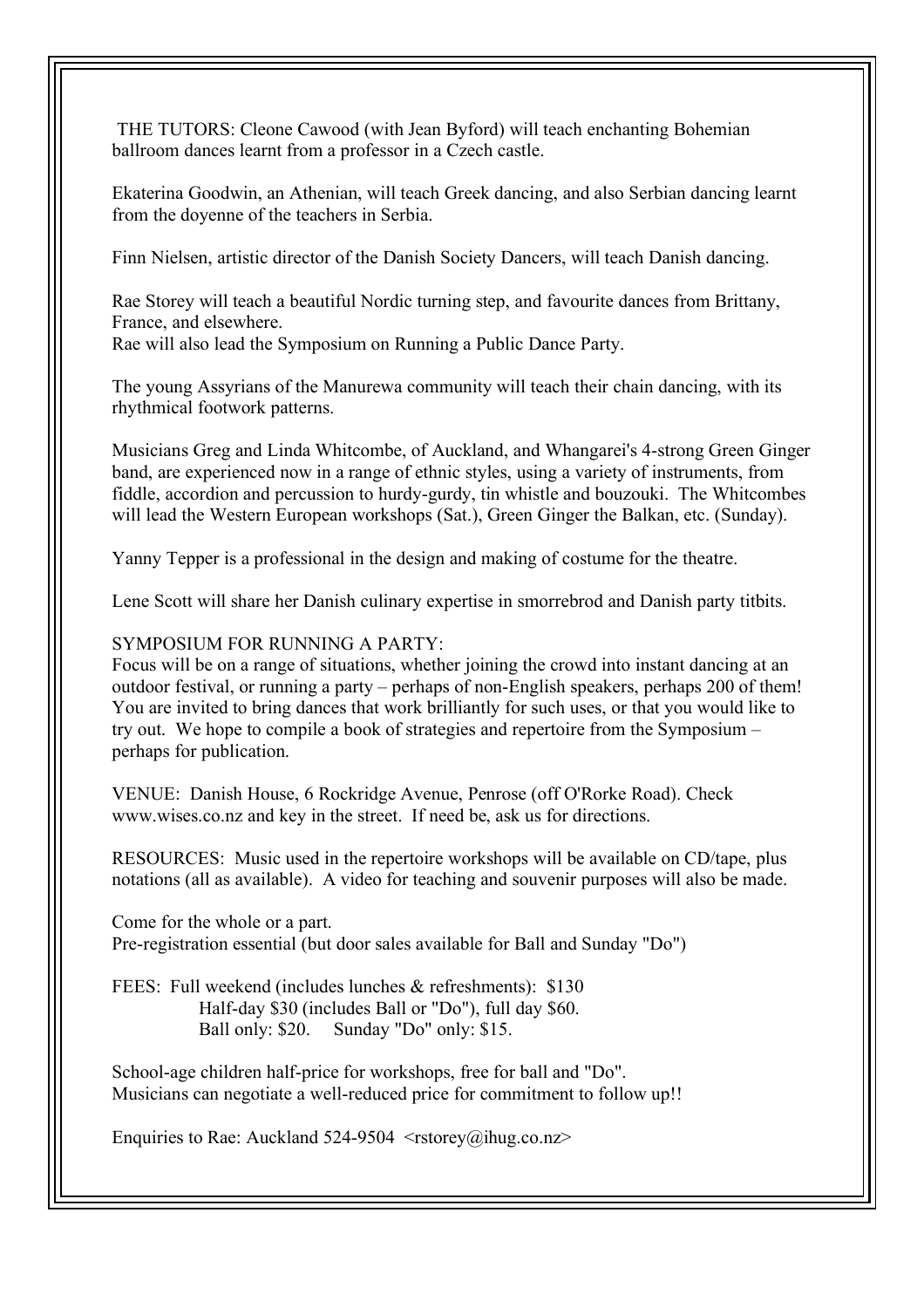THE TUTORS: Cleone Cawood (with Jean Byford) will teach enchanting Bohemian ballroom dances learnt from a professor in a Czech castle.

Ekaterina Goodwin, an Athenian, will teach Greek dancing, and also Serbian dancing learnt from the doyenne of the teachers in Serbia.

Finn Nielsen, artistic director of the Danish Society Dancers, will teach Danish dancing.

Rae Storey will teach a beautiful Nordic turning step, and favourite dances from Brittany, France, and elsewhere.
Rae will also lead the Symposium on Running a Public Dance Party.

The young Assyrians of the Manurewa community will teach their chain dancing, with its rhythmical footwork patterns.

Musicians Greg and Linda Whitcombe, of Auckland, and Whangarei's 4-strong Green Ginger band, are experienced now in a range of ethnic styles, using a variety of instruments, from fiddle, accordion and percussion to hurdy-gurdy, tin whistle and bouzouki. The Whitcombes will lead the Western European workshops (Sat.), Green Ginger the Balkan, etc. (Sunday).

Yanny Tepper is a professional in the design and making of costume for the theatre.

Lene Scott will share her Danish culinary expertise in smorrebrod and Danish party titbits.

SYMPOSIUM FOR RUNNING A PARTY:
Focus will be on a range of situations, whether joining the crowd into instant dancing at an outdoor festival, or running a party – perhaps of non-English speakers, perhaps 200 of them! You are invited to bring dances that work brilliantly for such uses, or that you would like to try out. We hope to compile a book of strategies and repertoire from the Symposium – perhaps for publication.

VENUE: Danish House, 6 Rockridge Avenue, Penrose (off O'Rorke Road). Check www.wises.co.nz and key in the street. If need be, ask us for directions.

RESOURCES: Music used in the repertoire workshops will be available on CD/tape, plus notations (all as available). A video for teaching and souvenir purposes will also be made.

Come for the whole or a part.
Pre-registration essential (but door sales available for Ball and Sunday "Do")

FEES: Full weekend (includes lunches & refreshments): $130
Half-day $30 (includes Ball or "Do"), full day $60.
Ball only: $20. Sunday "Do" only: $15.

School-age children half-price for workshops, free for ball and "Do".
Musicians can negotiate a well-reduced price for commitment to follow up!!

Enquiries to Rae: Auckland 524-9504 <rstorey@ihug.co.nz>